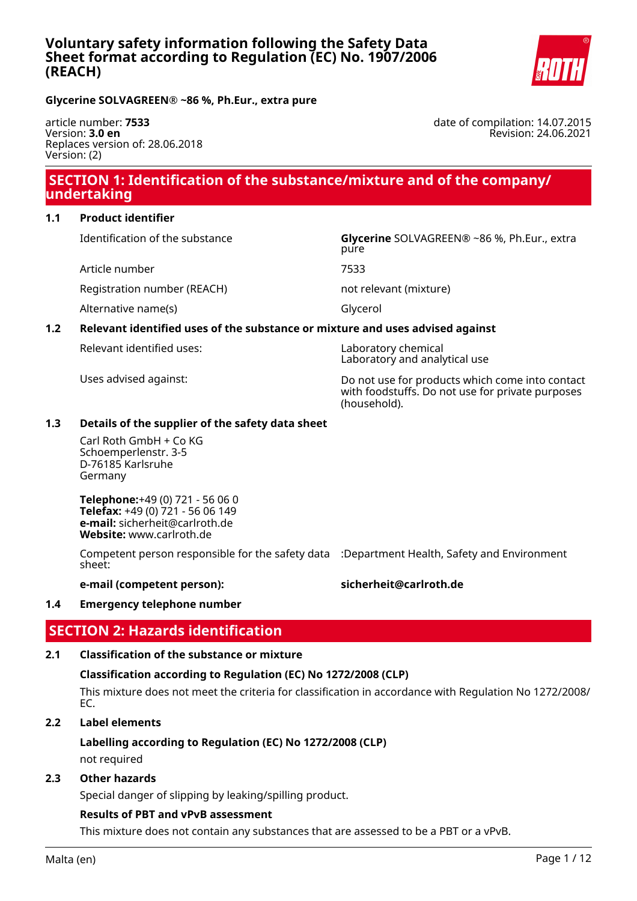# Voluntary safety information following the Safety Data Sheet format according to Regulation (EC) No. 1907/2006 (REACH)

**Glycerine SOLVAGREEN® ~86 %, Ph.Eur., extra pure**

article number: **7533**
Version: **3.0 en**
Replaces version of: 28.06.2018
Version: (2)

date of compilation: 14.07.2015
Revision: 24.06.2021

## SECTION 1: Identification of the substance/mixture and of the company/ undertaking

### 1.1 Product identifier

| | |
|---|---|
| Identification of the substance | **Glycerine** SOLVAGREEN® ~86 %, Ph.Eur., extra pure |
| Article number | 7533 |
| Registration number (REACH) | not relevant (mixture) |
| Alternative name(s) | Glycerol |

### 1.2 Relevant identified uses of the substance or mixture and uses advised against

| | |
|---|---|
| Relevant identified uses: | Laboratory chemical<br>Laboratory and analytical use |
| Uses advised against: | Do not use for products which come into contact with foodstuffs. Do not use for private purposes (household). |

### 1.3 Details of the supplier of the safety data sheet

Carl Roth GmbH + Co KG
Schoemperlenstr. 3-5
D-76185 Karlsruhe
Germany

**Telephone:**+49 (0) 721 - 56 06 0
**Telefax:** +49 (0) 721 - 56 06 149
**e-mail:** sicherheit@carlroth.de
**Website:** www.carlroth.de

| | |
|---|---|
| Competent person responsible for the safety data sheet: | :Department Health, Safety and Environment |
| **e-mail (competent person):** | **sicherheit@carlroth.de** |

### 1.4 Emergency telephone number

## SECTION 2: Hazards identification

### 2.1 Classification of the substance or mixture

**Classification according to Regulation (EC) No 1272/2008 (CLP)**

This mixture does not meet the criteria for classification in accordance with Regulation No 1272/2008/ EC.

### 2.2 Label elements

**Labelling according to Regulation (EC) No 1272/2008 (CLP)**

not required

### 2.3 Other hazards

Special danger of slipping by leaking/spilling product.

**Results of PBT and vPvB assessment**

This mixture does not contain any substances that are assessed to be a PBT or a vPvB.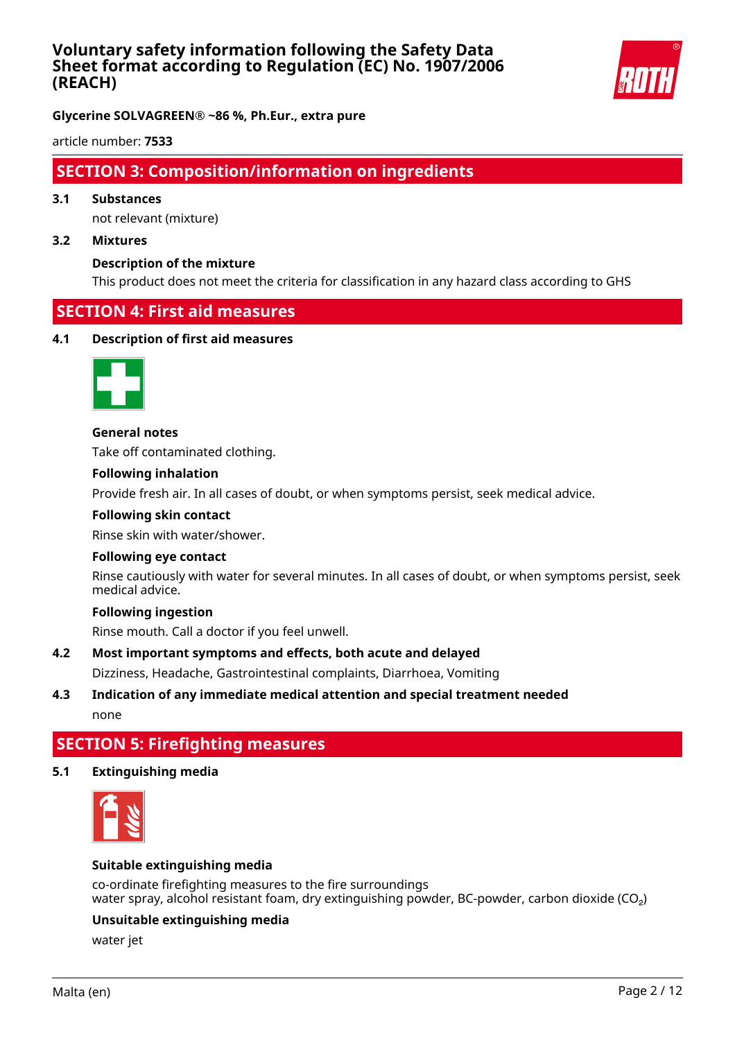## SECTION 3: Composition/information on ingredients

**3.1 Substances**

not relevant (mixture)

**3.2 Mixtures**

**Description of the mixture**

This product does not meet the criteria for classification in any hazard class according to GHS

## SECTION 4: First aid measures

**4.1 Description of first aid measures**

**General notes**

Take off contaminated clothing.

**Following inhalation**

Provide fresh air. In all cases of doubt, or when symptoms persist, seek medical advice.

**Following skin contact**

Rinse skin with water/shower.

**Following eye contact**

Rinse cautiously with water for several minutes. In all cases of doubt, or when symptoms persist, seek medical advice.

**Following ingestion**

Rinse mouth. Call a doctor if you feel unwell.

**4.2 Most important symptoms and effects, both acute and delayed**

Dizziness, Headache, Gastrointestinal complaints, Diarrhoea, Vomiting

**4.3 Indication of any immediate medical attention and special treatment needed**

none

## SECTION 5: Firefighting measures

**5.1 Extinguishing media**

**Suitable extinguishing media**

co-ordinate firefighting measures to the fire surroundings
water spray, alcohol resistant foam, dry extinguishing powder, BC-powder, carbon dioxide ($CO_2$)

**Unsuitable extinguishing media**

water jet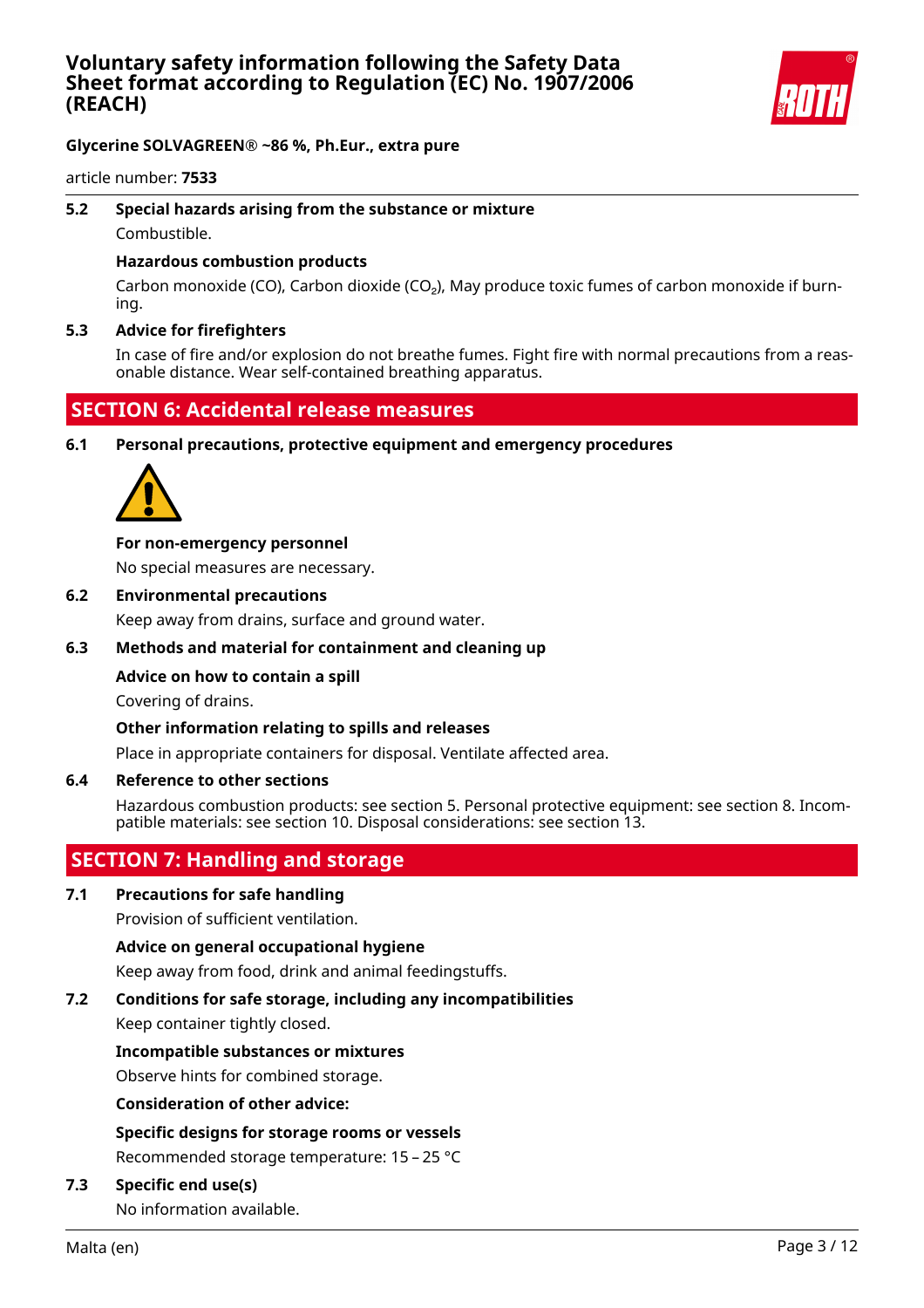### 5.2 Special hazards arising from the substance or mixture

Combustible.

**Hazardous combustion products**

Carbon monoxide (CO), Carbon dioxide ($CO_2$), May produce toxic fumes of carbon monoxide if burning.

### 5.3 Advice for firefighters

In case of fire and/or explosion do not breathe fumes. Fight fire with normal precautions from a reasonable distance. Wear self-contained breathing apparatus.

## SECTION 6: Accidental release measures

### 6.1 Personal precautions, protective equipment and emergency procedures

**For non-emergency personnel**

No special measures are necessary.

### 6.2 Environmental precautions

Keep away from drains, surface and ground water.

### 6.3 Methods and material for containment and cleaning up

**Advice on how to contain a spill**

Covering of drains.

**Other information relating to spills and releases**

Place in appropriate containers for disposal. Ventilate affected area.

### 6.4 Reference to other sections

Hazardous combustion products: see section 5. Personal protective equipment: see section 8. Incompatible materials: see section 10. Disposal considerations: see section 13.

## SECTION 7: Handling and storage

### 7.1 Precautions for safe handling

Provision of sufficient ventilation.

**Advice on general occupational hygiene**

Keep away from food, drink and animal feedingstuffs.

### 7.2 Conditions for safe storage, including any incompatibilities

Keep container tightly closed.

**Incompatible substances or mixtures**

Observe hints for combined storage.

**Consideration of other advice:**

**Specific designs for storage rooms or vessels**

Recommended storage temperature: 15 – 25 °C

### 7.3 Specific end use(s)

No information available.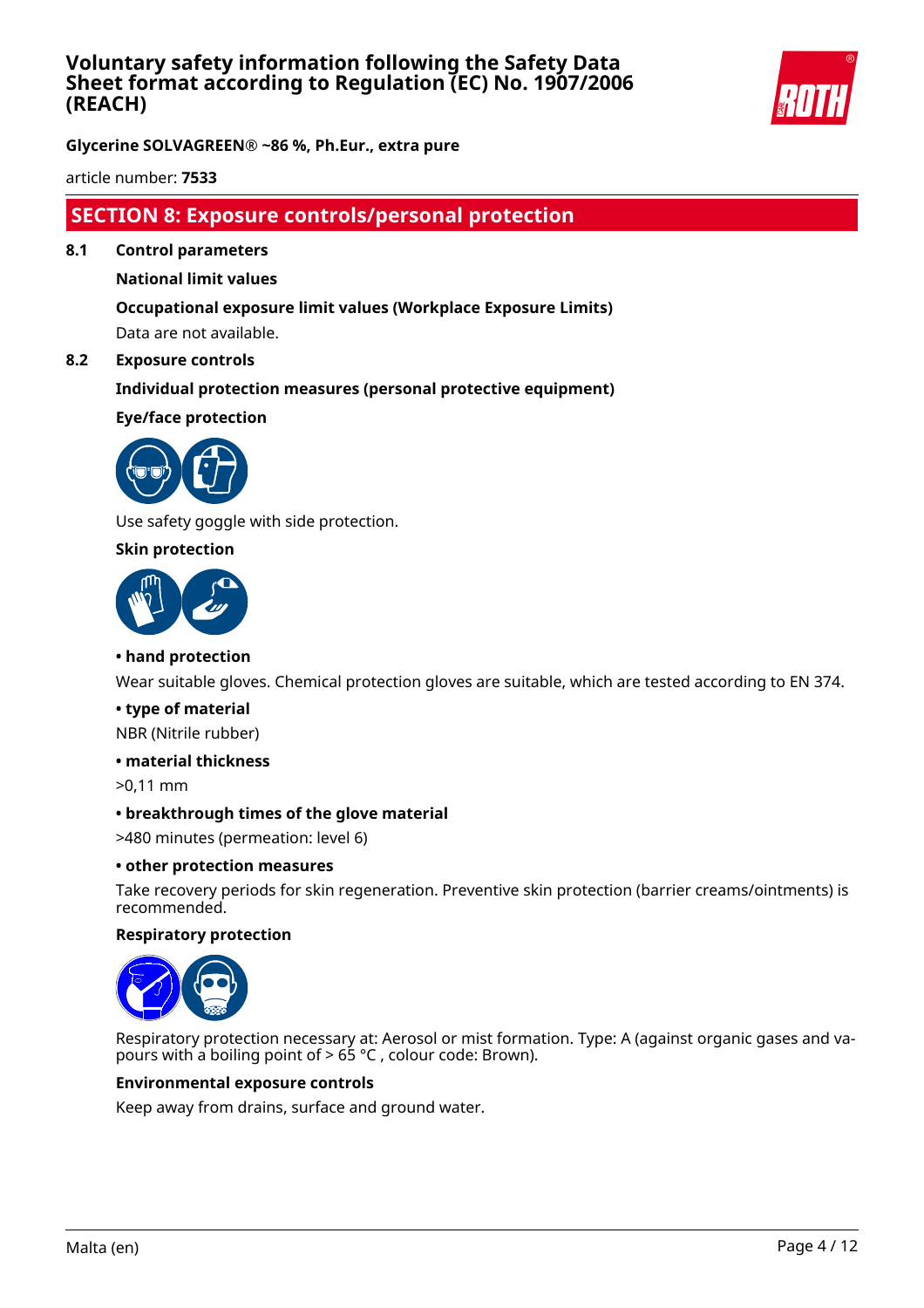## SECTION 8: Exposure controls/personal protection

### 8.1 Control parameters

**National limit values**

**Occupational exposure limit values (Workplace Exposure Limits)**

Data are not available.

### 8.2 Exposure controls

**Individual protection measures (personal protective equipment)**

**Eye/face protection**

Use safety goggle with side protection.

**Skin protection**

**• hand protection**

Wear suitable gloves. Chemical protection gloves are suitable, which are tested according to EN 374.

**• type of material**

NBR (Nitrile rubber)

**• material thickness**

>0,11 mm

**• breakthrough times of the glove material**

>480 minutes (permeation: level 6)

**• other protection measures**

Take recovery periods for skin regeneration. Preventive skin protection (barrier creams/ointments) is recommended.

**Respiratory protection**

Respiratory protection necessary at: Aerosol or mist formation. Type: A (against organic gases and vapours with a boiling point of > 65 °C , colour code: Brown).

**Environmental exposure controls**

Keep away from drains, surface and ground water.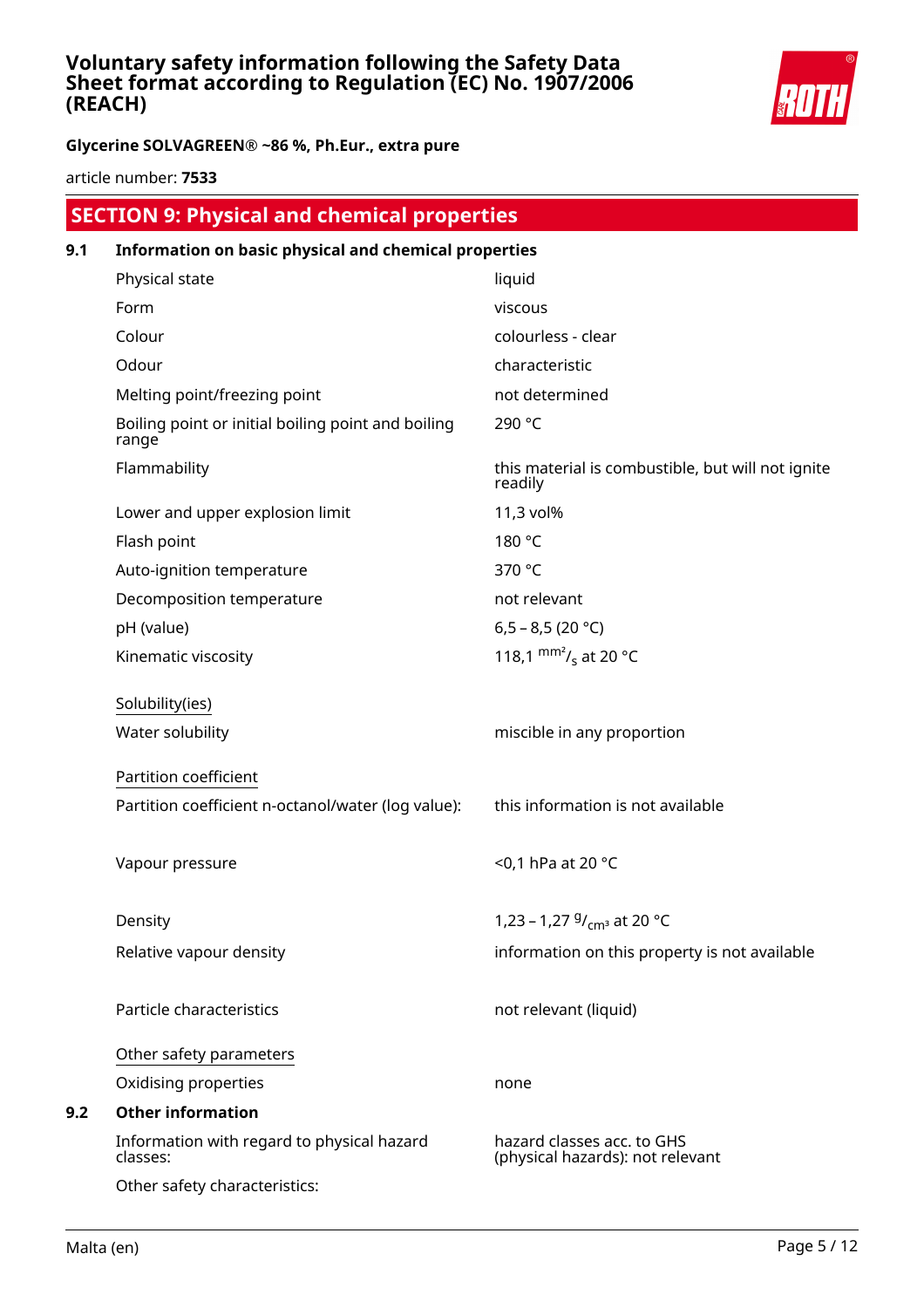## SECTION 9: Physical and chemical properties

### 9.1 Information on basic physical and chemical properties

| | |
|---|---|
| Physical state | liquid |
| Form | viscous |
| Colour | colourless - clear |
| Odour | characteristic |
| Melting point/freezing point | not determined |
| Boiling point or initial boiling point and boiling range | 290 °C |
| Flammability | this material is combustible, but will not ignite readily |
| Lower and upper explosion limit | 11,3 vol% |
| Flash point | 180 °C |
| Auto-ignition temperature | 370 °C |
| Decomposition temperature | not relevant |
| pH (value) | 6,5 – 8,5 (20 °C) |
| Kinematic viscosity | 118,1 $^{mm^2}/_{s}$ at 20 °C |

Solubility(ies)

| | |
|---|---|
| Water solubility | miscible in any proportion |

Partition coefficient

| | |
|---|---|
| Partition coefficient n-octanol/water (log value): | this information is not available |
| Vapour pressure | <0,1 hPa at 20 °C |
| Density | 1,23 – 1,27 $^{g}/_{cm^3}$ at 20 °C |
| Relative vapour density | information on this property is not available |
| Particle characteristics | not relevant (liquid) |

Other safety parameters

| | |
|---|---|
| Oxidising properties | none |

### 9.2 Other information

| | |
|---|---|
| Information with regard to physical hazard classes: | hazard classes acc. to GHS (physical hazards): not relevant |
| Other safety characteristics: | |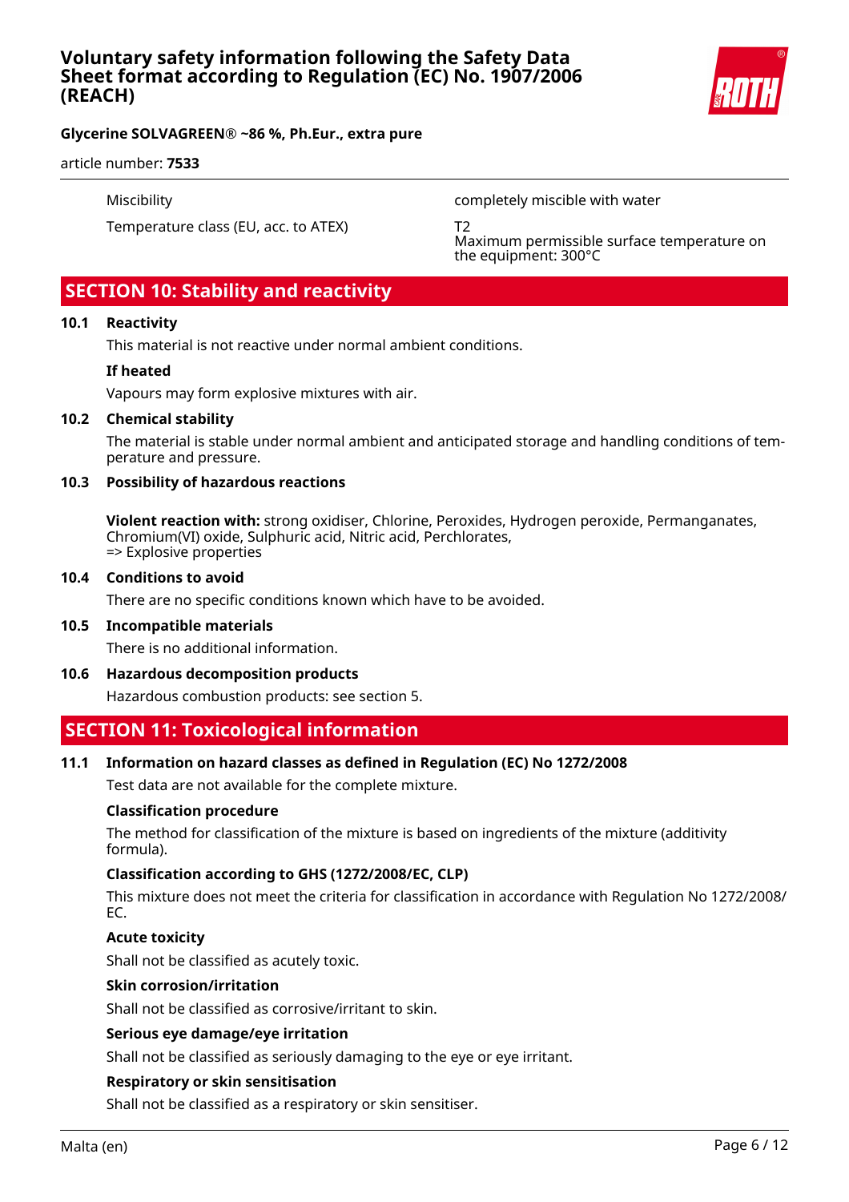| | |
|---|---|
| Miscibility | completely miscible with water |
| Temperature class (EU, acc. to ATEX) | T2<br>Maximum permissible surface temperature on the equipment: 300°C |

## SECTION 10: Stability and reactivity

### 10.1 Reactivity

This material is not reactive under normal ambient conditions.

**If heated**

Vapours may form explosive mixtures with air.

### 10.2 Chemical stability

The material is stable under normal ambient and anticipated storage and handling conditions of temperature and pressure.

### 10.3 Possibility of hazardous reactions

**Violent reaction with:** strong oxidiser, Chlorine, Peroxides, Hydrogen peroxide, Permanganates, Chromium(VI) oxide, Sulphuric acid, Nitric acid, Perchlorates,
=> Explosive properties

### 10.4 Conditions to avoid

There are no specific conditions known which have to be avoided.

### 10.5 Incompatible materials

There is no additional information.

### 10.6 Hazardous decomposition products

Hazardous combustion products: see section 5.

## SECTION 11: Toxicological information

### 11.1 Information on hazard classes as defined in Regulation (EC) No 1272/2008

Test data are not available for the complete mixture.

**Classification procedure**

The method for classification of the mixture is based on ingredients of the mixture (additivity formula).

**Classification according to GHS (1272/2008/EC, CLP)**

This mixture does not meet the criteria for classification in accordance with Regulation No 1272/2008/EC.

**Acute toxicity**

Shall not be classified as acutely toxic.

**Skin corrosion/irritation**

Shall not be classified as corrosive/irritant to skin.

**Serious eye damage/eye irritation**

Shall not be classified as seriously damaging to the eye or eye irritant.

**Respiratory or skin sensitisation**

Shall not be classified as a respiratory or skin sensitiser.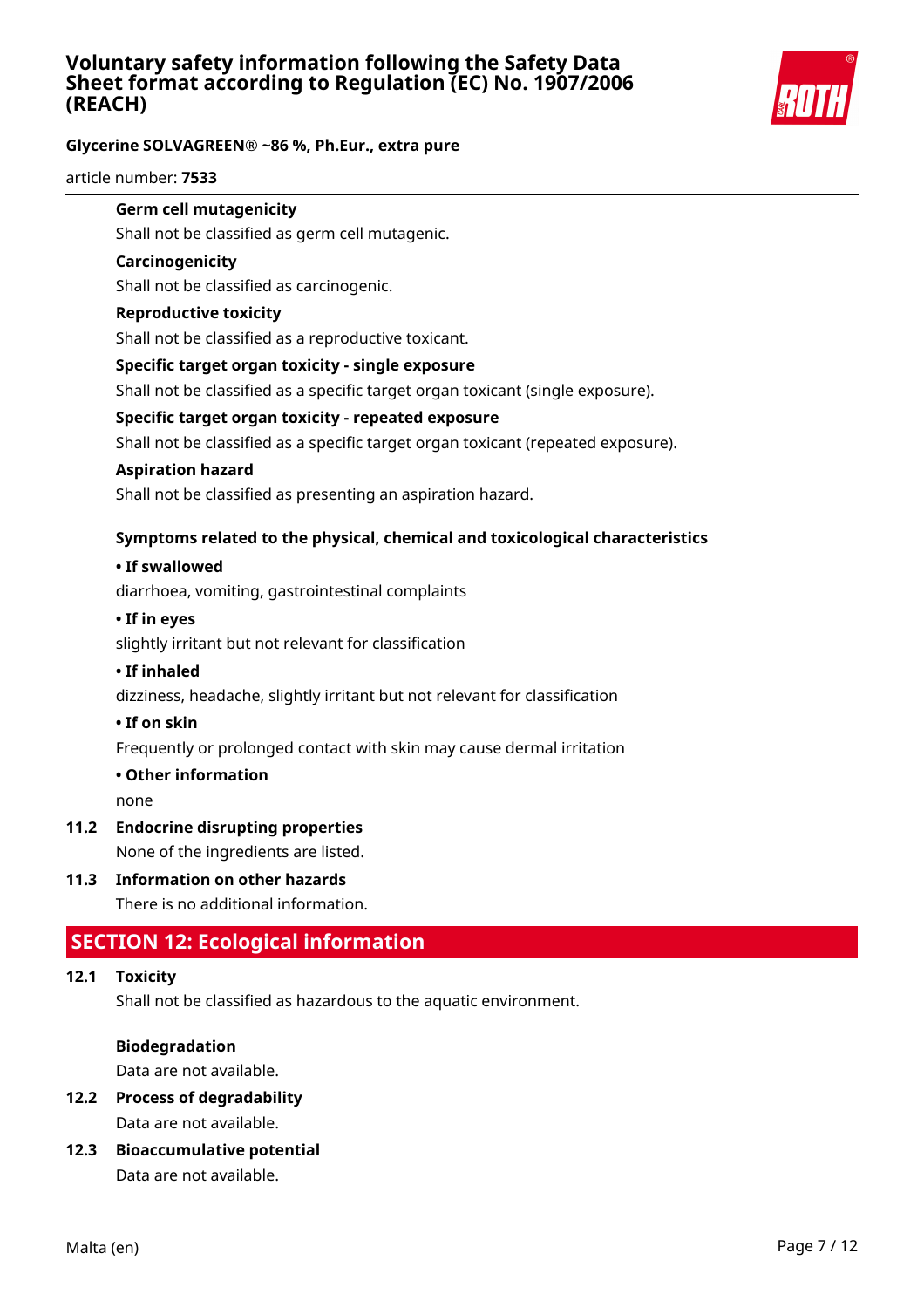**Germ cell mutagenicity**

Shall not be classified as germ cell mutagenic.

**Carcinogenicity**

Shall not be classified as carcinogenic.

**Reproductive toxicity**

Shall not be classified as a reproductive toxicant.

**Specific target organ toxicity - single exposure**

Shall not be classified as a specific target organ toxicant (single exposure).

**Specific target organ toxicity - repeated exposure**

Shall not be classified as a specific target organ toxicant (repeated exposure).

**Aspiration hazard**

Shall not be classified as presenting an aspiration hazard.

**Symptoms related to the physical, chemical and toxicological characteristics**

**• If swallowed**

diarrhoea, vomiting, gastrointestinal complaints

**• If in eyes**

slightly irritant but not relevant for classification

**• If inhaled**

dizziness, headache, slightly irritant but not relevant for classification

**• If on skin**

Frequently or prolonged contact with skin may cause dermal irritation

**• Other information**

none

### 11.2 Endocrine disrupting properties

None of the ingredients are listed.

### 11.3 Information on other hazards

There is no additional information.

## SECTION 12: Ecological information

### 12.1 Toxicity

Shall not be classified as hazardous to the aquatic environment.

**Biodegradation**

Data are not available.

### 12.2 Process of degradability

Data are not available.

### 12.3 Bioaccumulative potential

Data are not available.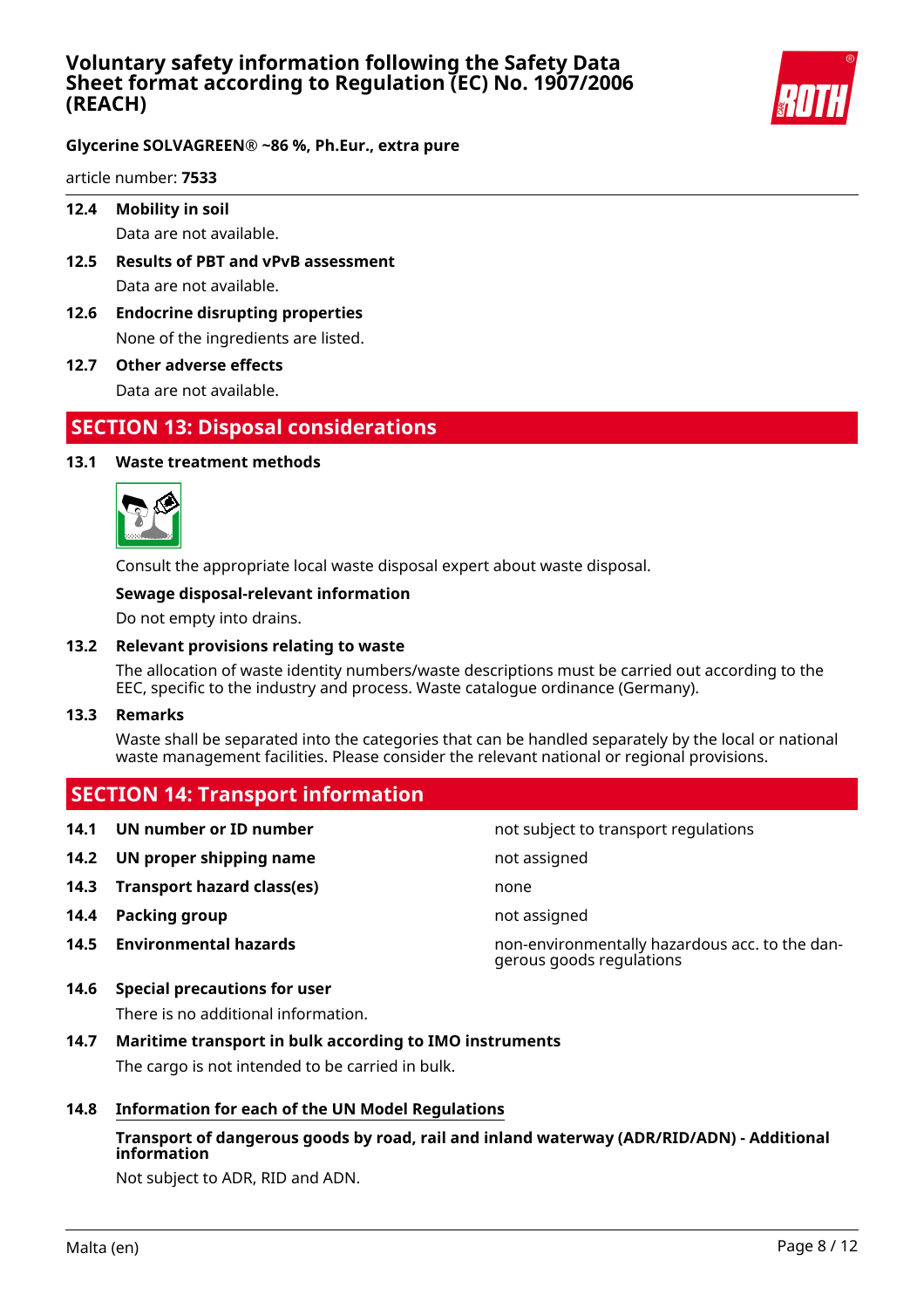### 12.4 Mobility in soil

Data are not available.

### 12.5 Results of PBT and vPvB assessment

Data are not available.

### 12.6 Endocrine disrupting properties

None of the ingredients are listed.

### 12.7 Other adverse effects

Data are not available.

## SECTION 13: Disposal considerations

### 13.1 Waste treatment methods

Consult the appropriate local waste disposal expert about waste disposal.

**Sewage disposal-relevant information**

Do not empty into drains.

### 13.2 Relevant provisions relating to waste

The allocation of waste identity numbers/waste descriptions must be carried out according to the EEC, specific to the industry and process. Waste catalogue ordinance (Germany).

### 13.3 Remarks

Waste shall be separated into the categories that can be handled separately by the local or national waste management facilities. Please consider the relevant national or regional provisions.

## SECTION 14: Transport information

| | | |
|---|---|---|
| **14.1** | **UN number or ID number** | not subject to transport regulations |
| **14.2** | **UN proper shipping name** | not assigned |
| **14.3** | **Transport hazard class(es)** | none |
| **14.4** | **Packing group** | not assigned |
| **14.5** | **Environmental hazards** | non-environmentally hazardous acc. to the dangerous goods regulations |

### 14.6 Special precautions for user

There is no additional information.

### 14.7 Maritime transport in bulk according to IMO instruments

The cargo is not intended to be carried in bulk.

### 14.8 Information for each of the UN Model Regulations

**Transport of dangerous goods by road, rail and inland waterway (ADR/RID/ADN) - Additional information**

Not subject to ADR, RID and ADN.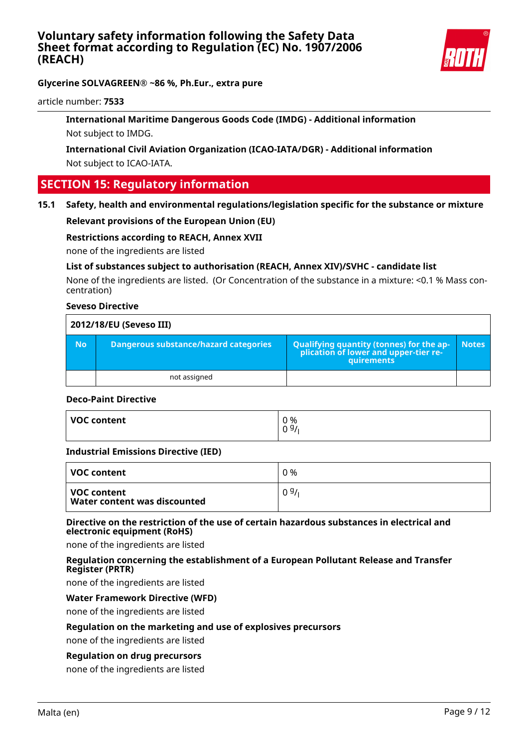**International Maritime Dangerous Goods Code (IMDG) - Additional information**

Not subject to IMDG.

**International Civil Aviation Organization (ICAO-IATA/DGR) - Additional information**

Not subject to ICAO-IATA.

## SECTION 15: Regulatory information

### 15.1 Safety, health and environmental regulations/legislation specific for the substance or mixture

**Relevant provisions of the European Union (EU)**

**Restrictions according to REACH, Annex XVII**

none of the ingredients are listed

**List of substances subject to authorisation (REACH, Annex XIV)/SVHC - candidate list**

None of the ingredients are listed. (Or Concentration of the substance in a mixture: <0.1 % Mass concentration)

**Seveso Directive**

| 2012/18/EU (Seveso III) | | | |
|---|---|---|---|
| **No** | **Dangerous substance/hazard categories** | **Qualifying quantity (tonnes) for the application of lower and upper-tier requirements** | **Notes** |
| | not assigned | | |

**Deco-Paint Directive**

| | |
|---|---|
| **VOC content** | 0 %<br>0 g/l |

**Industrial Emissions Directive (IED)**

| | |
|---|---|
| **VOC content** | 0 % |
| **VOC content**<br>**Water content was discounted** | 0 g/l |

**Directive on the restriction of the use of certain hazardous substances in electrical and electronic equipment (RoHS)**

none of the ingredients are listed

**Regulation concerning the establishment of a European Pollutant Release and Transfer Register (PRTR)**

none of the ingredients are listed

**Water Framework Directive (WFD)**

none of the ingredients are listed

**Regulation on the marketing and use of explosives precursors**

none of the ingredients are listed

**Regulation on drug precursors**

none of the ingredients are listed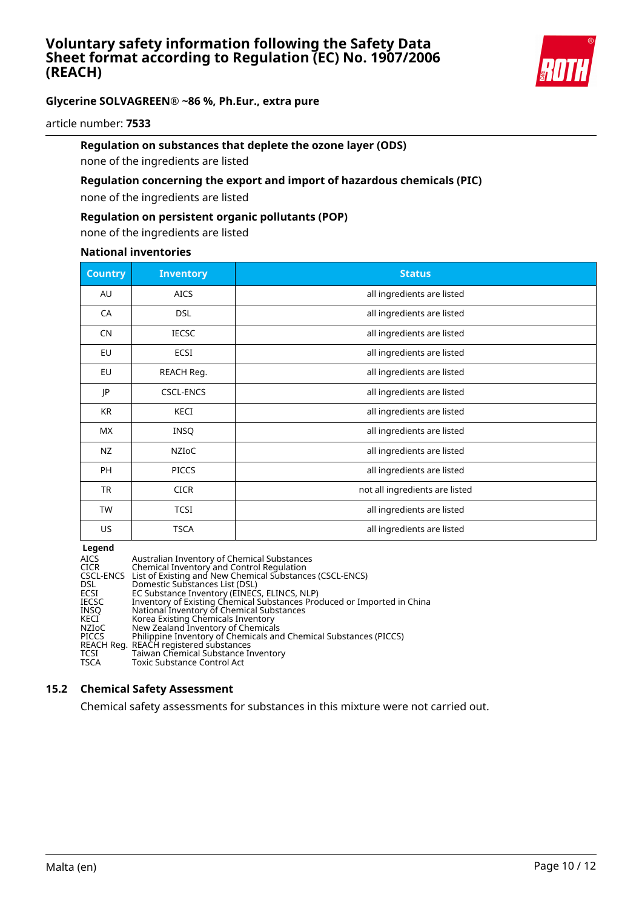**Regulation on substances that deplete the ozone layer (ODS)**

none of the ingredients are listed

**Regulation concerning the export and import of hazardous chemicals (PIC)**

none of the ingredients are listed

**Regulation on persistent organic pollutants (POP)**

none of the ingredients are listed

**National inventories**

| Country | Inventory | Status |
|---|---|---|
| AU | AICS | all ingredients are listed |
| CA | DSL | all ingredients are listed |
| CN | IECSC | all ingredients are listed |
| EU | ECSI | all ingredients are listed |
| EU | REACH Reg. | all ingredients are listed |
| JP | CSCL-ENCS | all ingredients are listed |
| KR | KECI | all ingredients are listed |
| MX | INSQ | all ingredients are listed |
| NZ | NZIoC | all ingredients are listed |
| PH | PICCS | all ingredients are listed |
| TR | CICR | not all ingredients are listed |
| TW | TCSI | all ingredients are listed |
| US | TSCA | all ingredients are listed |

**Legend**

| | |
|---|---|
| AICS | Australian Inventory of Chemical Substances |
| CICR | Chemical Inventory and Control Regulation |
| CSCL-ENCS | List of Existing and New Chemical Substances (CSCL-ENCS) |
| DSL | Domestic Substances List (DSL) |
| ECSI | EC Substance Inventory (EINECS, ELINCS, NLP) |
| IECSC | Inventory of Existing Chemical Substances Produced or Imported in China |
| INSQ | National Inventory of Chemical Substances |
| KECI | Korea Existing Chemicals Inventory |
| NZIoC | New Zealand Inventory of Chemicals |
| PICCS | Philippine Inventory of Chemicals and Chemical Substances (PICCS) |
| REACH Reg. | REACH registered substances |
| TCSI | Taiwan Chemical Substance Inventory |
| TSCA | Toxic Substance Control Act |

## 15.2 Chemical Safety Assessment

Chemical safety assessments for substances in this mixture were not carried out.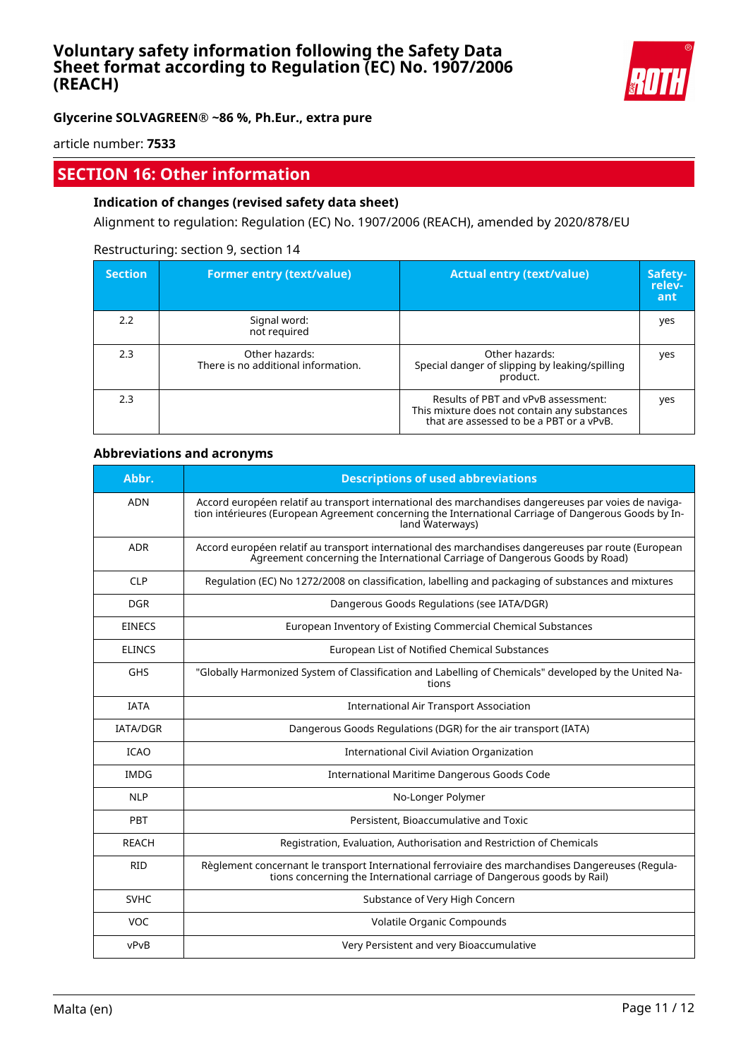## SECTION 16: Other information

### Indication of changes (revised safety data sheet)

Alignment to regulation: Regulation (EC) No. 1907/2006 (REACH), amended by 2020/878/EU

Restructuring: section 9, section 14

| Section | Former entry (text/value) | Actual entry (text/value) | Safety-relevant |
|---|---|---|---|
| 2.2 | Signal word:<br>not required | | yes |
| 2.3 | Other hazards:<br>There is no additional information. | Other hazards:<br>Special danger of slipping by leaking/spilling product. | yes |
| 2.3 | | Results of PBT and vPvB assessment:<br>This mixture does not contain any substances that are assessed to be a PBT or a vPvB. | yes |

### Abbreviations and acronyms

| Abbr. | Descriptions of used abbreviations |
|---|---|
| ADN | Accord européen relatif au transport international des marchandises dangereuses par voies de navigation intérieures (European Agreement concerning the International Carriage of Dangerous Goods by Inland Waterways) |
| ADR | Accord européen relatif au transport international des marchandises dangereuses par route (European Agreement concerning the International Carriage of Dangerous Goods by Road) |
| CLP | Regulation (EC) No 1272/2008 on classification, labelling and packaging of substances and mixtures |
| DGR | Dangerous Goods Regulations (see IATA/DGR) |
| EINECS | European Inventory of Existing Commercial Chemical Substances |
| ELINCS | European List of Notified Chemical Substances |
| GHS | "Globally Harmonized System of Classification and Labelling of Chemicals" developed by the United Nations |
| IATA | International Air Transport Association |
| IATA/DGR | Dangerous Goods Regulations (DGR) for the air transport (IATA) |
| ICAO | International Civil Aviation Organization |
| IMDG | International Maritime Dangerous Goods Code |
| NLP | No-Longer Polymer |
| PBT | Persistent, Bioaccumulative and Toxic |
| REACH | Registration, Evaluation, Authorisation and Restriction of Chemicals |
| RID | Règlement concernant le transport International ferroviaire des marchandises Dangereuses (Regulations concerning the International carriage of Dangerous goods by Rail) |
| SVHC | Substance of Very High Concern |
| VOC | Volatile Organic Compounds |
| vPvB | Very Persistent and very Bioaccumulative |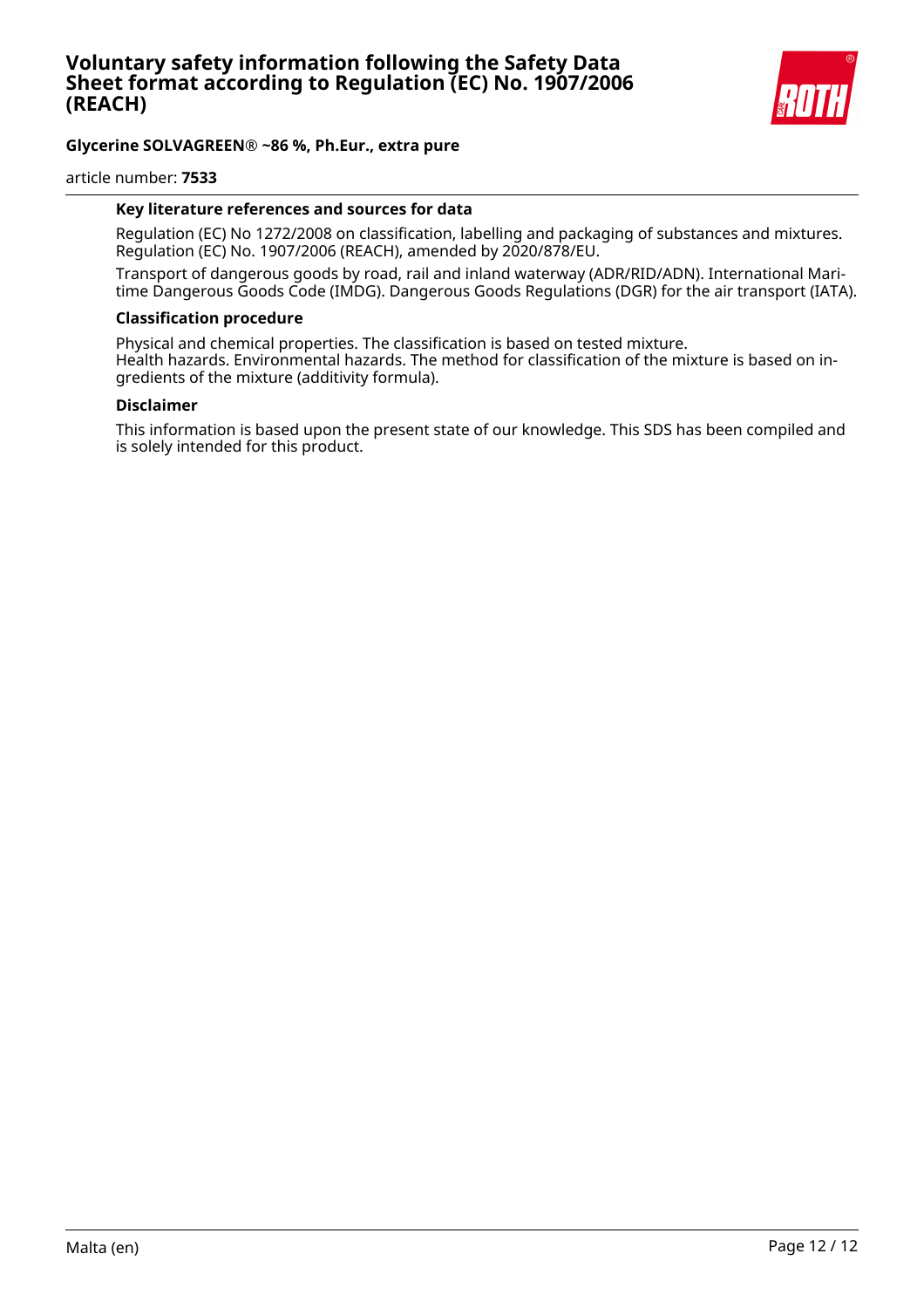### Key literature references and sources for data

Regulation (EC) No 1272/2008 on classification, labelling and packaging of substances and mixtures. Regulation (EC) No. 1907/2006 (REACH), amended by 2020/878/EU.

Transport of dangerous goods by road, rail and inland waterway (ADR/RID/ADN). International Maritime Dangerous Goods Code (IMDG). Dangerous Goods Regulations (DGR) for the air transport (IATA).

### Classification procedure

Physical and chemical properties. The classification is based on tested mixture.
Health hazards. Environmental hazards. The method for classification of the mixture is based on ingredients of the mixture (additivity formula).

### Disclaimer

This information is based upon the present state of our knowledge. This SDS has been compiled and is solely intended for this product.